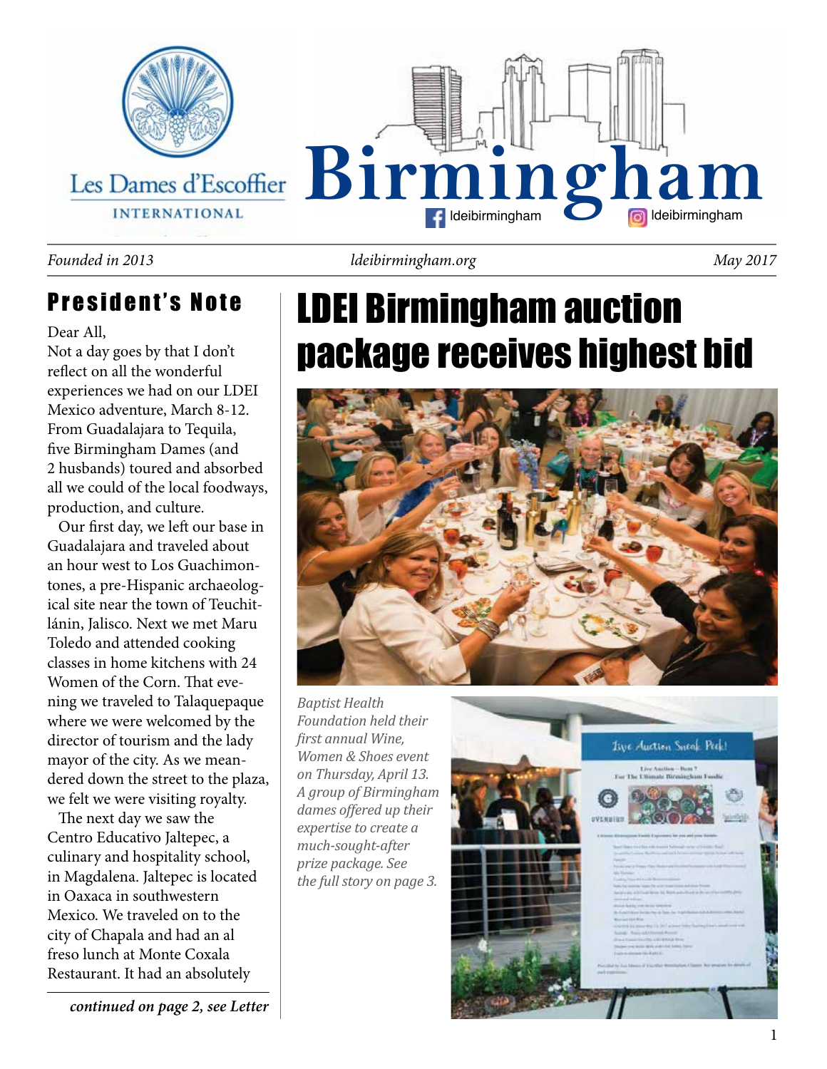# Les Dames d'Escoffier International — Birmingham

ldeibirmingham | ldeibirmingham

*Founded in 2013* | *ldeibirmingham.org* | *May 2017*

## President's Note

Dear All,

Not a day goes by that I don't reflect on all the wonderful experiences we had on our LDEI Mexico adventure, March 8-12. From Guadalajara to Tequila, five Birmingham Dames (and 2 husbands) toured and absorbed all we could of the local foodways, production, and culture.

Our first day, we left our base in Guadalajara and traveled about an hour west to Los Guachimontones, a pre-Hispanic archaeological site near the town of Teuchitlánin, Jalisco. Next we met Maru Toledo and attended cooking classes in home kitchens with 24 Women of the Corn. That evening we traveled to Talaquepaque where we were welcomed by the director of tourism and the lady mayor of the city. As we meandered down the street to the plaza, we felt we were visiting royalty.

The next day we saw the Centro Educativo Jaltepec, a culinary and hospitality school, in Magdalena. Jaltepec is located in Oaxaca in southwestern Mexico. We traveled on to the city of Chapala and had an al freso lunch at Monte Coxala Restaurant. It had an absolutely

***continued on page 2, see Letter***

# LDEI Birmingham auction package receives highest bid

*Baptist Health Foundation held their first annual Wine, Women & Shoes event on Thursday, April 13. A group of Birmingham dames offered up their expertise to create a much-sought-after prize package. See the full story on page 3.*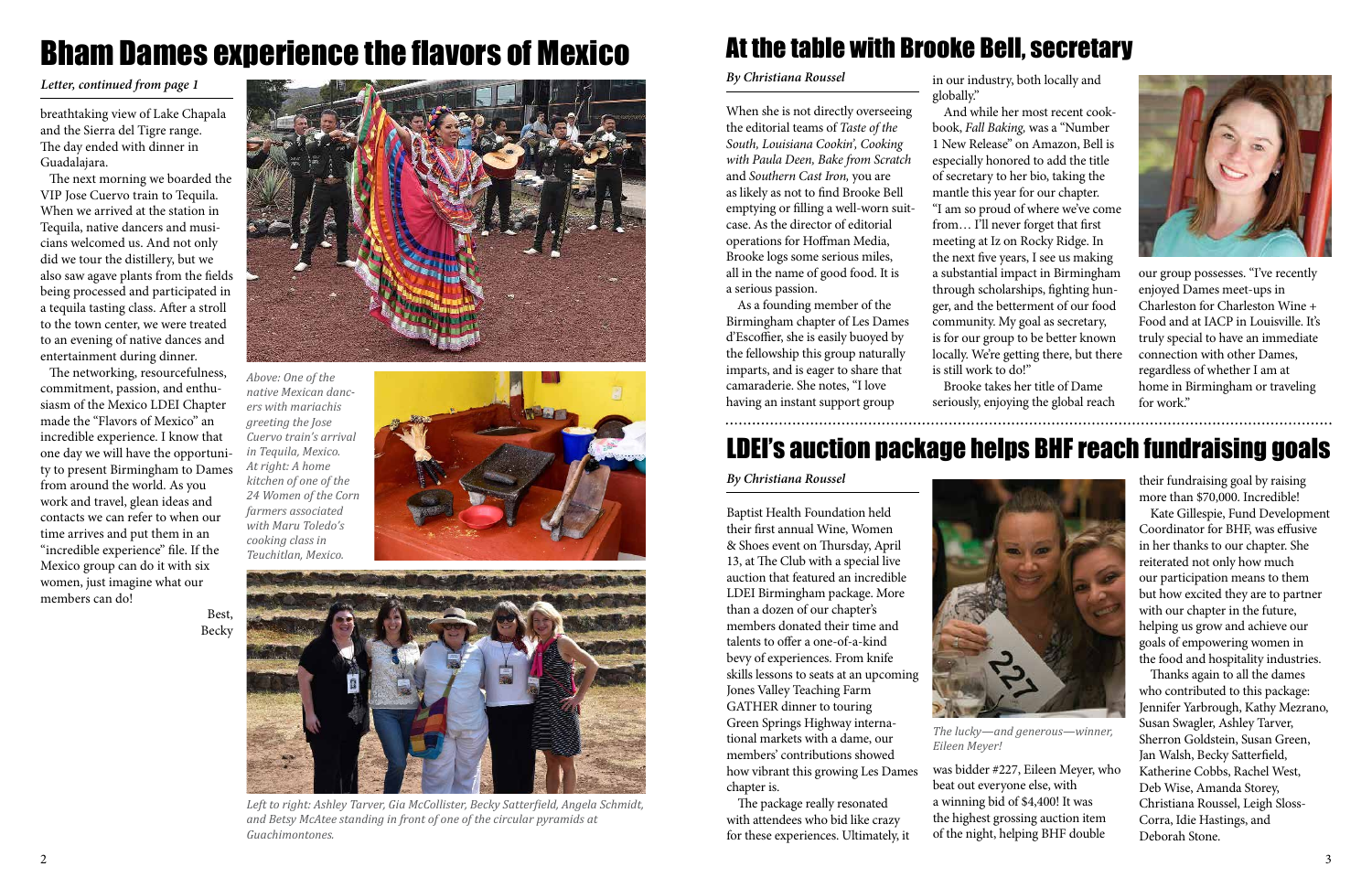# Bham Dames experience the flavors of Mexico

***Letter, continued from page 1***

breathtaking view of Lake Chapala and the Sierra del Tigre range. The day ended with dinner in Guadalajara.

The next morning we boarded the VIP Jose Cuervo train to Tequila. When we arrived at the station in Tequila, native dancers and musicians welcomed us. And not only did we tour the distillery, but we also saw agave plants from the fields being processed and participated in a tequila tasting class. After a stroll to the town center, we were treated to an evening of native dances and entertainment during dinner.

The networking, resourcefulness, commitment, passion, and enthusiasm of the Mexico LDEI Chapter made the "Flavors of Mexico" an incredible experience. I know that one day we will have the opportunity to present Birmingham to Dames from around the world. As you work and travel, glean ideas and contacts we can refer to when our time arrives and put them in an "incredible experience" file. If the Mexico group can do it with six women, just imagine what our members can do!

Best,
Becky

*Above: One of the native Mexican dancers with mariachis greeting the Jose Cuervo train's arrival in Tequila, Mexico. At right: A home kitchen of one of the 24 Women of the Corn farmers associated with Maru Toledo's cooking class in Teuchitlan, Mexico.*

*Left to right: Ashley Tarver, Gia McCollister, Becky Satterfield, Angela Schmidt, and Betsy McAtee standing in front of one of the circular pyramids at Guachimontones.*

# At the table with Brooke Bell, secretary

***By Christiana Roussel***

When she is not directly overseeing the editorial teams of *Taste of the South, Louisiana Cookin', Cooking with Paula Deen, Bake from Scratch* and *Southern Cast Iron,* you are as likely as not to find Brooke Bell emptying or filling a well-worn suitcase. As the director of editorial operations for Hoffman Media, Brooke logs some serious miles, all in the name of good food. It is a serious passion.

As a founding member of the Birmingham chapter of Les Dames d'Escoffier, she is easily buoyed by the fellowship this group naturally imparts, and is eager to share that camaraderie. She notes, "I love having an instant support group in our industry, both locally and globally."

And while her most recent cookbook, *Fall Baking,* was a "Number 1 New Release" on Amazon, Bell is especially honored to add the title of secretary to her bio, taking the mantle this year for our chapter. "I am so proud of where we've come from… I'll never forget that first meeting at Iz on Rocky Ridge. In the next five years, I see us making a substantial impact in Birmingham through scholarships, fighting hunger, and the betterment of our food community. My goal as secretary, is for our group to be better known locally. We're getting there, but there is still work to do!"

Brooke takes her title of Dame seriously, enjoying the global reach our group possesses. "I've recently enjoyed Dames meet-ups in Charleston for Charleston Wine + Food and at IACP in Louisville. It's truly special to have an immediate connection with other Dames, regardless of whether I am at home in Birmingham or traveling for work."

# LDEI's auction package helps BHF reach fundraising goals

***By Christiana Roussel***

Baptist Health Foundation held their first annual Wine, Women & Shoes event on Thursday, April 13, at The Club with a special live auction that featured an incredible LDEI Birmingham package. More than a dozen of our chapter's members donated their time and talents to offer a one-of-a-kind bevy of experiences. From knife skills lessons to seats at an upcoming Jones Valley Teaching Farm GATHER dinner to touring Green Springs Highway international markets with a dame, our members' contributions showed how vibrant this growing Les Dames chapter is.

The package really resonated with attendees who bid like crazy for these experiences. Ultimately, it was bidder #227, Eileen Meyer, who beat out everyone else, with a winning bid of $4,400! It was the highest grossing auction item of the night, helping BHF double their fundraising goal by raising more than $70,000. Incredible!

*The lucky—and generous—winner, Eileen Meyer!*

Kate Gillespie, Fund Development Coordinator for BHF, was effusive in her thanks to our chapter. She reiterated not only how much our participation means to them but how excited they are to partner with our chapter in the future, helping us grow and achieve our goals of empowering women in the food and hospitality industries.

Thanks again to all the dames who contributed to this package: Jennifer Yarbrough, Kathy Mezrano, Susan Swagler, Ashley Tarver, Sherron Goldstein, Susan Green, Jan Walsh, Becky Satterfield, Katherine Cobbs, Rachel West, Deb Wise, Amanda Storey, Christiana Roussel, Leigh Sloss-Corra, Idie Hastings, and Deborah Stone.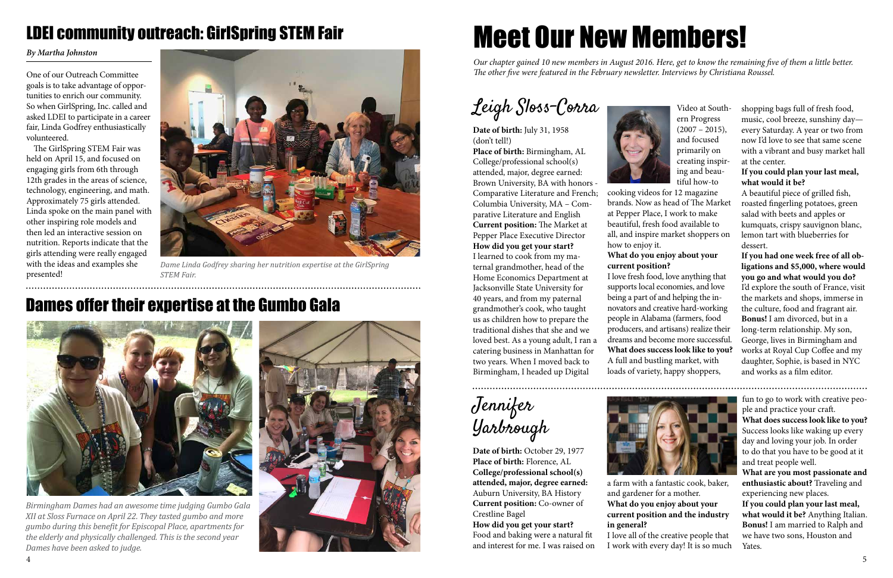## LDEI community outreach: GirlSpring STEM Fair

*By Martha Johnston*

One of our Outreach Committee goals is to take advantage of opportunities to enrich our community. So when GirlSpring, Inc. called and asked LDEI to participate in a career fair, Linda Godfrey enthusiastically volunteered.

The GirlSpring STEM Fair was held on April 15, and focused on engaging girls from 6th through 12th grades in the areas of science, technology, engineering, and math. Approximately 75 girls attended. Linda spoke on the main panel with other inspiring role models and then led an interactive session on nutrition. Reports indicate that the girls attending were really engaged with the ideas and examples she presented!

*Dame Linda Godfrey sharing her nutrition expertise at the GirlSpring STEM Fair.*

## Dames offer their expertise at the Gumbo Gala

*Birmingham Dames had an awesome time judging Gumbo Gala XII at Sloss Furnace on April 22. They tasted gumbo and more gumbo during this benefit for Episcopal Place, apartments for the elderly and physically challenged. This is the second year Dames have been asked to judge.*

# Meet Our New Members!

*Our chapter gained 10 new members in August 2016. Here, get to know the remaining five of them a little better. The other five were featured in the February newsletter. Interviews by Christiana Roussel.*

### Leigh Sloss-Corra

**Date of birth:** July 31, 1958 (don't tell!)
**Place of birth:** Birmingham, AL
College/professional school(s) attended, major, degree earned: Brown University, BA with honors - Comparative Literature and French; Columbia University, MA – Comparative Literature and English
**Current position:** The Market at Pepper Place Executive Director
**How did you get your start?**
I learned to cook from my maternal grandmother, head of the Home Economics Department at Jacksonville State University for 40 years, and from my paternal grandmother's cook, who taught us as children how to prepare the traditional dishes that she and we loved best. As a young adult, I ran a catering business in Manhattan for two years. When I moved back to Birmingham, I headed up Digital Video at Southern Progress (2007 – 2015), and focused primarily on creating inspiring and beautiful how-to cooking videos for 12 magazine brands. Now as head of The Market at Pepper Place, I work to make beautiful, fresh food available to all, and inspire market shoppers on how to enjoy it.
**What do you enjoy about your current position?**
I love fresh food, love anything that supports local economies, and love being a part of and helping the innovators and creative hard-working people in Alabama (farmers, food producers, and artisans) realize their dreams and become more successful.
**What does success look like to you?**
A full and bustling market, with loads of variety, happy shoppers, shopping bags full of fresh food, music, cool breeze, sunshiny day—every Saturday. A year or two from now I'd love to see that same scene with a vibrant and busy market hall at the center.
**If you could plan your last meal, what would it be?**
A beautiful piece of grilled fish, roasted fingerling potatoes, green salad with beets and apples or kumquats, crispy sauvignon blanc, lemon tart with blueberries for dessert.
**If you had one week free of all obligations and $5,000, where would you go and what would you do?**
I'd explore the south of France, visit the markets and shops, immerse in the culture, food and fragrant air.
**Bonus!** I am divorced, but in a long-term relationship. My son, George, lives in Birmingham and works at Royal Cup Coffee and my daughter, Sophie, is based in NYC and works as a film editor.

### Jennifer Yarbrough

**Date of birth:** October 29, 1977
**Place of birth:** Florence, AL
**College/professional school(s) attended, major, degree earned:** Auburn University, BA History
**Current position:** Co-owner of Crestline Bagel
**How did you get your start?**
Food and baking were a natural fit and interest for me. I was raised on a farm with a fantastic cook, baker, and gardener for a mother.
**What do you enjoy about your current position and the industry in general?**
I love all of the creative people that I work with every day! It is so much fun to go to work with creative people and practice your craft.
**What does success look like to you?**
Success looks like waking up every day and loving your job. In order to do that you have to be good at it and treat people well.
**What are you most passionate and enthusiastic about?** Traveling and experiencing new places.
**If you could plan your last meal, what would it be?** Anything Italian.
**Bonus!** I am married to Ralph and we have two sons, Houston and Yates.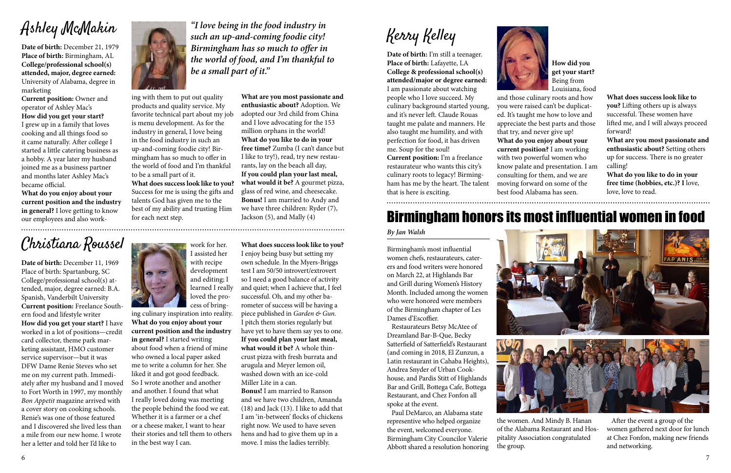# Ashley McMakin

**Date of birth:** December 21, 1979
**Place of birth:** Birmingham, AL
**College/professional school(s) attended, major, degree earned:** University of Alabama, degree in marketing
**Current position:** Owner and operator of Ashley Mac's
**How did you get your start?** I grew up in a family that loves cooking and all things food so it came naturally. After college I started a little catering business as a hobby. A year later my husband joined me as a business partner and months later Ashley Mac's became official.
**What do you enjoy about your current position and the industry in general?** I love getting to know our employees and also working with them to put out quality products and quality service. My favorite technical part about my job is menu development. As for the industry in general, I love being in the food industry in such an up-and-coming foodie city! Birmingham has so much to offer in the world of food and I'm thankful to be a small part of it.

***"I love being in the food industry in such an up-and-coming foodie city! Birmingham has so much to offer in the world of food, and I'm thankful to be a small part of it."***

**What does success look like to you?** Success for me is using the gifts and talents God has given me to the best of my ability and trusting Him for each next step.
**What are you most passionate and enthusiastic about?** Adoption. We adopted our 3rd child from China and I love advocating for the 153 million orphans in the world!
**What do you like to do in your free time?** Zumba (I can't dance but I like to try!), read, try new restaurants, lay on the beach all day,
**If you could plan your last meal, what would it be?** A gourmet pizza, glass of red wine, and cheesecake.
**Bonus!** I am married to Andy and we have three children: Ryder (7), Jackson (5), and Mally (4)

# Christiana Roussel

**Date of birth:** December 11, 1969
Place of birth: Spartanburg, SC
College/professional school(s) attended, major, degree earned: B.A. Spanish, Vanderbilt University
**Current position:** Freelance Southern food and lifestyle writer
**How did you get your start?** I have worked in a lot of positions—credit card collector, theme park marketing assistant, HMO customer service supervisor—but it was DFW Dame Renie Steves who set me on my current path. Immediately after my husband and I moved to Fort Worth in 1997, my monthly *Bon Appetit* magazine arrived with a cover story on cooking schools. Renie's was one of those featured and I discovered she lived less than a mile from our new home. I wrote her a letter and told her I'd like to work for her. I assisted her with recipe development and editing; I learned I really loved the process of bringing culinary inspiration into reality.
**What do you enjoy about your current position and the industry in general?** I started writing about food when a friend of mine who owned a local paper asked me to write a column for her. She liked it and got good feedback. So I wrote another and another and another. I found that what I really loved doing was meeting the people behind the food we eat. Whether it is a farmer or a chef or a cheese maker, I want to hear their stories and tell them to others in the best way I can.
**What does success look like to you?** I enjoy being busy but setting my own schedule. In the Myers-Briggs test I am 50/50 introvert/extrovert so I need a good balance of activity and quiet; when I achieve that, I feel successful. Oh, and my other barometer of success will be having a piece published in *Garden & Gun.* I pitch them stories regularly but have yet to have them say yes to one.
**If you could plan your last meal, what would it be?** A whole thin-crust pizza with fresh burrata and arugula and Meyer lemon oil, washed down with an ice-cold Miller Lite in a can.
**Bonus!** I am married to Ranson and we have two children, Amanda (18) and Jack (13). I like to add that I am 'in-between' flocks of chickens right now. We used to have seven hens and had to give them up in a move. I miss the ladies terribly.

# Kerry Kelley

**Date of birth:** I'm still a teenager.
**Place of birth:** Lafayette, LA
**College & professional school(s) attended/major or degree earned:** I am passionate about watching people who I love succeed. My culinary background started young, and it's never left. Claude Rouas taught me palate and manners. He also taught me humility, and with perfection for food, it has driven me. Soup for the soul!
**Current position:** I'm a freelance restaurateur who wants this city's culinary roots to legacy! Birmingham has me by the heart. The talent that is here is exciting.
**How did you get your start?** Being from Louisiana, food and those culinary roots and how you were raised can't be duplicated. It's taught me how to love and appreciate the best parts and those that try, and never give up!
**What do you enjoy about your current position?** I am working with two powerful women who know palate and presentation. I am consulting for them, and we are moving forward on some of the best food Alabama has seen.
**What does success look like to you?** Lifting others up is always successful. These women have lifted me, and I will always proceed forward!
**What are you most passionate and enthusiastic about?** Setting others up for success. There is no greater calling!
**What do you like to do in your free time (hobbies, etc.)?** I love, love, love to read.

# Birmingham honors its most influential women in food

*By Jan Walsh*

Birmingham's most influential women chefs, restaurateurs, caterers and food writers were honored on March 22, at Highlands Bar and Grill during Women's History Month. Included among the women who were honored were members of the Birmingham chapter of Les Dames d'Escoffier.

Restaurateurs Betsy McAtee of Dreamland Bar-B-Que, Becky Satterfield of Satterfield's Restaurant (and coming in 2018, El Zunzun, a Latin restaurant in Cahaba Heights), Andrea Snyder of Urban Cookhouse, and Pardis Stitt of Highlands Bar and Grill, Bottega Cafe, Bottega Restaurant, and Chez Fonfon all spoke at the event.

Paul DeMarco, an Alabama state representative who helped organize the event, welcomed everyone. Birmingham City Councilor Valerie Abbott shared a resolution honoring the women. And Mindy B. Hanan of the Alabama Restaurant and Hospitality Association congratulated the group.

After the event a group of the women gathered next door for lunch at Chez Fonfon, making new friends and networking.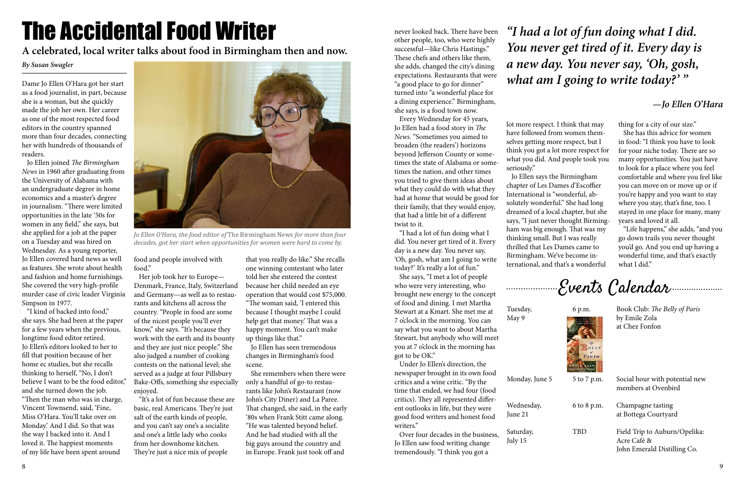# The Accidental Food Writer

**A celebrated, local writer talks about food in Birmingham then and now.**

*By Susan Swagler*

Dame Jo Ellen O'Hara got her start as a food journalist, in part, because she is a woman, but she quickly made the job her own. Her career as one of the most respected food editors in the country spanned more than four decades, connecting her with hundreds of thousands of readers.

Jo Ellen joined *The Birmingham News* in 1960 after graduating from the University of Alabama with an undergraduate degree in home economics and a master's degree in journalism. "There were limited opportunities in the late '50s for women in any field," she says, but she applied for a job at the paper on a Tuesday and was hired on Wednesday. As a young reporter, Jo Ellen covered hard news as well as features. She wrote about health and fashion and home furnishings. She covered the very high-profile murder case of civic leader Virginia Simpson in 1977.

"I kind of backed into food," she says. She had been at the paper for a few years when the previous, longtime food editor retired. Jo Ellen's editors looked to her to fill that position because of her home ec studies, but she recalls thinking to herself, "No, I don't believe I want to be the food editor," and she turned down the job. "Then the man who was in charge, Vincent Townsend, said, 'Fine, Miss O'Hara. You'll take over on Monday.' And I did. So that was the way I backed into it. And I loved it. The happiest moments of my life have been spent around food and people involved with food."

*Jo Ellen O'Hara, the food editor of* The Birmingham News *for more than four decades, got her start when opportunities for women were hard to come by.*

Her job took her to Europe—Denmark, France, Italy, Switzerland and Germany—as well as to restaurants and kitchens all across the country. "People in food are some of the nicest people you'll ever know," she says. "It's because they work with the earth and its bounty and they are just nice people." She also judged a number of cooking contests on the national level; she served as a judge at four Pillsbury Bake-Offs, something she especially enjoyed.

"It's a lot of fun because these are basic, real Americans. They're just salt of the earth kinds of people, and you can't say one's a socialite and one's a little lady who cooks from her downhome kitchen. They're just a nice mix of people that you really do like." She recalls one winning contestant who later told her she entered the contest because her child needed an eye operation that would cost $75,000. "The woman said, 'I entered this because I thought maybe I could help get that money.' That was a happy moment. You can't make up things like that."

Jo Ellen has seen tremendous changes in Birmingham's food scene.

She remembers when there were only a handful of go-to restaurants like John's Restaurant (now John's City Diner) and La Paree. That changed, she said, in the early '80s when Frank Stitt came along. "He was talented beyond belief. And he had studied with all the big guys around the country and in Europe. Frank just took off and never looked back. There have been other people, too, who were highly successful—like Chris Hastings." These chefs and others like them, she adds, changed the city's dining expectations. Restaurants that were "a good place to go for dinner" turned into "a wonderful place for a dining experience." Birmingham, she says, is a food town now.

Every Wednesday for 45 years, Jo Ellen had a food story in *The News*. "Sometimes you aimed to broaden (the readers') horizons beyond Jefferson County or sometimes the state of Alabama or sometimes the nation, and other times you tried to give them ideas about what they could do with what they had at home that would be good for their family, that they would enjoy, that had a little bit of a different twist to it.

"I had a lot of fun doing what I did. You never get tired of it. Every day is a new day. You never say, 'Oh, gosh, what am I going to write today?' It's really a lot of fun."

She says, "I met a lot of people who were very interesting, who brought new energy to the concept of food and dining. I met Martha Stewart at a Kmart. She met me at 7 o'clock in the morning. You can say what you want to about Martha Stewart, but anybody who will meet you at 7 o'clock in the morning has got to be OK."

Under Jo Ellen's direction, the newspaper brought in its own food critics and a wine critic. "By the time that ended, we had four (food critics). They all represented different outlooks in life, but they were good food writers and honest food writers."

Over four decades in the business, Jo Ellen saw food writing change tremendously. "I think you got a lot more respect. I think that may have followed from women themselves getting more respect, but I think you got a lot more respect for what you did. And people took you seriously."

> ***"I had a lot of fun doing what I did. You never get tired of it. Every day is a new day. You never say, 'Oh, gosh, what am I going to write today?' "***
>
> ***—Jo Ellen O'Hara***

Jo Ellen says the Birmingham chapter of Les Dames d'Escoffier International is "wonderful, absolutely wonderful." She had long dreamed of a local chapter, but she says, "I just never thought Birmingham was big enough. That was my thinking small. But I was really thrilled that Les Dames came to Birmingham. We've become international, and that's a wonderful thing for a city of our size."

She has this advice for women in food: "I think you have to look for your niche today. There are so many opportunities. You just have to look for a place where you feel comfortable and where you feel like you can move on or move up or if you're happy and you want to stay where you stay, that's fine, too. I stayed in one place for many, many years and loved it all.

"Life happens," she adds, "and you go down trails you never thought you'd go. And you end up having a wonderful time, and that's exactly what I did."

## Events Calendar

| Date | Time | Event |
|---|---|---|
| Tuesday, May 9 | 6 p.m. | Book Club: *The Belly of Paris* by Emile Zola at Chez Fonfon |
| Monday, June 5 | 5 to 7 p.m. | Social hour with potential new members at Ovenbird |
| Wednesday, June 21 | 6 to 8 p.m. | Champagne tasting at Bottega Courtyard |
| Saturday, July 15 | TBD | Field Trip to Auburn/Opelika: Acre Café & John Emerald Distilling Co. |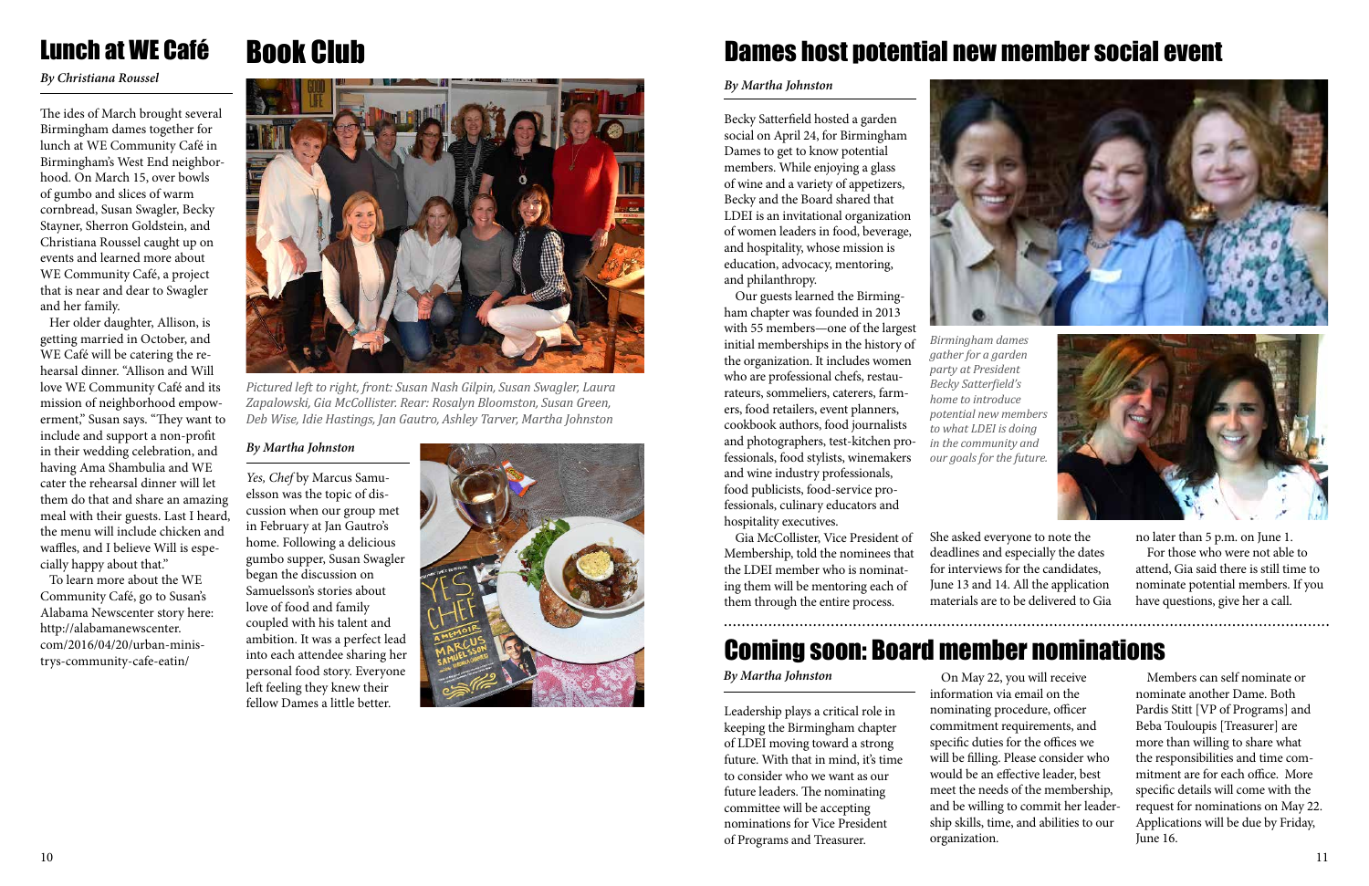## Lunch at WE Café

*By Christiana Roussel*

The ides of March brought several Birmingham dames together for lunch at WE Community Café in Birmingham's West End neighborhood. On March 15, over bowls of gumbo and slices of warm cornbread, Susan Swagler, Becky Stayner, Sherron Goldstein, and Christiana Roussel caught up on events and learned more about WE Community Café, a project that is near and dear to Swagler and her family.

Her older daughter, Allison, is getting married in October, and WE Café will be catering the rehearsal dinner. "Allison and Will love WE Community Café and its mission of neighborhood empowerment," Susan says. "They want to include and support a non-profit in their wedding celebration, and having Ama Shambulia and WE cater the rehearsal dinner will let them do that and share an amazing meal with their guests. Last I heard, the menu will include chicken and waffles, and I believe Will is especially happy about that."

To learn more about the WE Community Café, go to Susan's Alabama Newscenter story here: http://alabamanewscenter.com/2016/04/20/urban-ministrys-community-cafe-eatin/

## Book Club

*Pictured left to right, front: Susan Nash Gilpin, Susan Swagler, Laura Zapalowski, Gia McCollister. Rear: Rosalyn Bloomston, Susan Green, Deb Wise, Idie Hastings, Jan Gautro, Ashley Tarver, Martha Johnston*

*By Martha Johnston*

*Yes, Chef* by Marcus Samuelsson was the topic of discussion when our group met in February at Jan Gautro's home. Following a delicious gumbo supper, Susan Swagler began the discussion on Samuelsson's stories about love of food and family coupled with his talent and ambition. It was a perfect lead into each attendee sharing her personal food story. Everyone left feeling they knew their fellow Dames a little better.

## Dames host potential new member social event

*By Martha Johnston*

Becky Satterfield hosted a garden social on April 24, for Birmingham Dames to get to know potential members. While enjoying a glass of wine and a variety of appetizers, Becky and the Board shared that LDEI is an invitational organization of women leaders in food, beverage, and hospitality, whose mission is education, advocacy, mentoring, and philanthropy.

Our guests learned the Birmingham chapter was founded in 2013 with 55 members—one of the largest initial memberships in the history of the organization. It includes women who are professional chefs, restaurateurs, sommeliers, caterers, farmers, food retailers, event planners, cookbook authors, food journalists and photographers, test-kitchen professionals, food stylists, winemakers and wine industry professionals, food publicists, food-service professionals, culinary educators and hospitality executives.

Gia McCollister, Vice President of Membership, told the nominees that the LDEI member who is nominating them will be mentoring each of them through the entire process. She asked everyone to note the deadlines and especially the dates for interviews for the candidates, June 13 and 14. All the application materials are to be delivered to Gia no later than 5 p.m. on June 1.

For those who were not able to attend, Gia said there is still time to nominate potential members. If you have questions, give her a call.

*Birmingham dames gather for a garden party at President Becky Satterfield's home to introduce potential new members to what LDEI is doing in the community and our goals for the future.*

## Coming soon: Board member nominations

*By Martha Johnston*

Leadership plays a critical role in keeping the Birmingham chapter of LDEI moving toward a strong future. With that in mind, it's time to consider who we want as our future leaders. The nominating committee will be accepting nominations for Vice President of Programs and Treasurer.

On May 22, you will receive information via email on the nominating procedure, officer commitment requirements, and specific duties for the offices we will be filling. Please consider who would be an effective leader, best meet the needs of the membership, and be willing to commit her leadership skills, time, and abilities to our organization.

Members can self nominate or nominate another Dame. Both Pardis Stitt [VP of Programs] and Beba Touloupis [Treasurer] are more than willing to share what the responsibilities and time commitment are for each office. More specific details will come with the request for nominations on May 22. Applications will be due by Friday, June 16.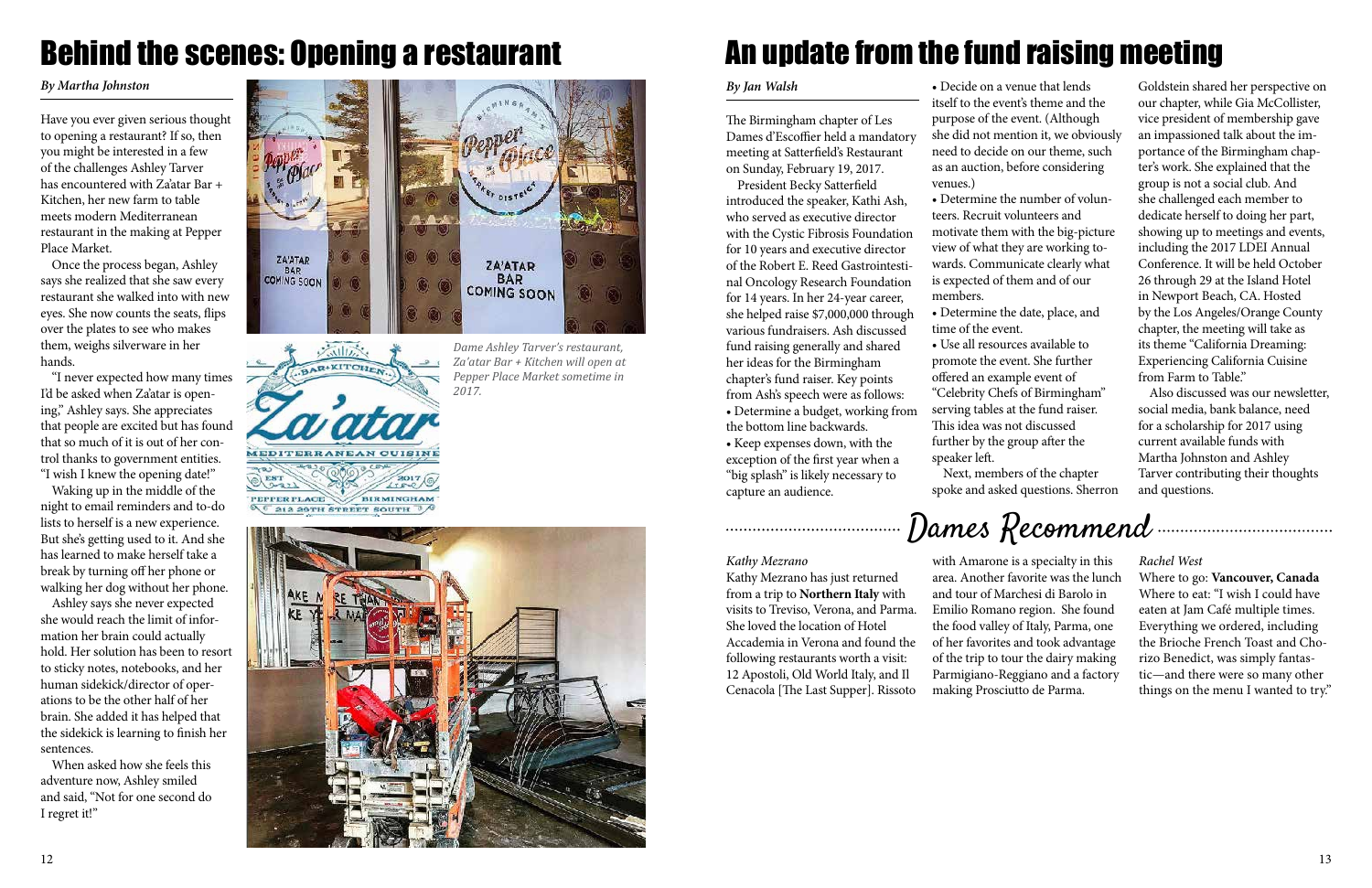# Behind the scenes: Opening a restaurant

*By Martha Johnston*

Have you ever given serious thought to opening a restaurant? If so, then you might be interested in a few of the challenges Ashley Tarver has encountered with Za'atar Bar + Kitchen, her new farm to table meets modern Mediterranean restaurant in the making at Pepper Place Market.

Once the process began, Ashley says she realized that she saw every restaurant she walked into with new eyes. She now counts the seats, flips over the plates to see who makes them, weighs silverware in her hands.

"I never expected how many times I'd be asked when Za'atar is opening," Ashley says. She appreciates that people are excited but has found that so much of it is out of her control thanks to government entities. "I wish I knew the opening date!"

Waking up in the middle of the night to email reminders and to-do lists to herself is a new experience. But she's getting used to it. And she has learned to make herself take a break by turning off her phone or walking her dog without her phone.

Ashley says she never expected she would reach the limit of information her brain could actually hold. Her solution has been to resort to sticky notes, notebooks, and her human sidekick/director of operations to be the other half of her brain. She added it has helped that the sidekick is learning to finish her sentences.

When asked how she feels this adventure now, Ashley smiled and said, "Not for one second do I regret it!"

*Dame Ashley Tarver's restaurant, Za'atar Bar + Kitchen will open at Pepper Place Market sometime in 2017.*

# An update from the fund raising meeting

*By Jan Walsh*

The Birmingham chapter of Les Dames d'Escoffier held a mandatory meeting at Satterfield's Restaurant on Sunday, February 19, 2017.

President Becky Satterfield introduced the speaker, Kathi Ash, who served as executive director with the Cystic Fibrosis Foundation for 10 years and executive director of the Robert E. Reed Gastrointestinal Oncology Research Foundation for 14 years. In her 24-year career, she helped raise $7,000,000 through various fundraisers. Ash discussed fund raising generally and shared her ideas for the Birmingham chapter's fund raiser. Key points from Ash's speech were as follows:

- Determine a budget, working from the bottom line backwards.
- Keep expenses down, with the exception of the first year when a "big splash" is likely necessary to capture an audience.
- Decide on a venue that lends itself to the event's theme and the purpose of the event. (Although she did not mention it, we obviously need to decide on our theme, such as an auction, before considering venues.)
- Determine the number of volunteers. Recruit volunteers and motivate them with the big-picture view of what they are working towards. Communicate clearly what is expected of them and of our members.
- Determine the date, place, and time of the event.
- Use all resources available to promote the event. She further offered an example event of "Celebrity Chefs of Birmingham" serving tables at the fund raiser. This idea was not discussed further by the group after the speaker left.

Next, members of the chapter spoke and asked questions. Sherron Goldstein shared her perspective on our chapter, while Gia McCollister, vice president of membership gave an impassioned talk about the importance of the Birmingham chapter's work. She explained that the group is not a social club. And she challenged each member to dedicate herself to doing her part, showing up to meetings and events, including the 2017 LDEI Annual Conference. It will be held October 26 through 29 at the Island Hotel in Newport Beach, CA. Hosted by the Los Angeles/Orange County chapter, the meeting will take as its theme "California Dreaming: Experiencing California Cuisine from Farm to Table."

Also discussed was our newsletter, social media, bank balance, need for a scholarship for 2017 using current available funds with Martha Johnston and Ashley Tarver contributing their thoughts and questions.

## Dames Recommend

*Kathy Mezrano*

Kathy Mezrano has just returned from a trip to **Northern Italy** with visits to Treviso, Verona, and Parma. She loved the location of Hotel Accademia in Verona and found the following restaurants worth a visit: 12 Apostoli, Old World Italy, and Il Cenacola [The Last Supper]. Rissoto with Amarone is a specialty in this area. Another favorite was the lunch and tour of Marchesi di Barolo in Emilio Romano region. She found the food valley of Italy, Parma, one of her favorites and took advantage of the trip to tour the dairy making Parmigiano-Reggiano and a factory making Prosciutto de Parma.

*Rachel West*

Where to go: **Vancouver, Canada**
Where to eat: "I wish I could have eaten at Jam Café multiple times. Everything we ordered, including the Brioche French Toast and Chorizo Benedict, was simply fantastic—and there were so many other things on the menu I wanted to try."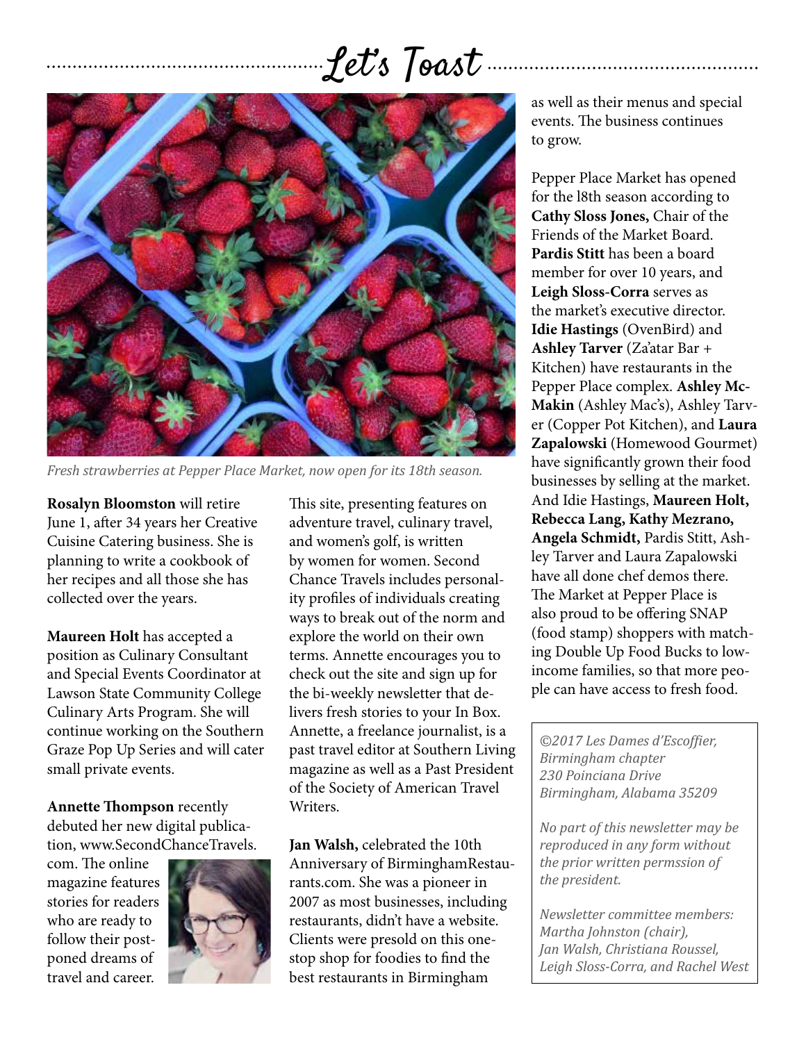# Let's Toast

*Fresh strawberries at Pepper Place Market, now open for its 18th season.*

**Rosalyn Bloomston** will retire June 1, after 34 years her Creative Cuisine Catering business. She is planning to write a cookbook of her recipes and all those she has collected over the years.

**Maureen Holt** has accepted a position as Culinary Consultant and Special Events Coordinator at Lawson State Community College Culinary Arts Program. She will continue working on the Southern Graze Pop Up Series and will cater small private events.

**Annette Thompson** recently debuted her new digital publication, www.SecondChanceTravels.com. The online magazine features stories for readers who are ready to follow their postponed dreams of travel and career. This site, presenting features on adventure travel, culinary travel, and women's golf, is written by women for women. Second Chance Travels includes personality profiles of individuals creating ways to break out of the norm and explore the world on their own terms. Annette encourages you to check out the site and sign up for the bi-weekly newsletter that delivers fresh stories to your In Box. Annette, a freelance journalist, is a past travel editor at Southern Living magazine as well as a Past President of the Society of American Travel Writers.

**Jan Walsh,** celebrated the 10th Anniversary of BirminghamRestaurants.com. She was a pioneer in 2007 as most businesses, including restaurants, didn't have a website. Clients were presold on this one-stop shop for foodies to find the best restaurants in Birmingham as well as their menus and special events. The business continues to grow.

Pepper Place Market has opened for the l8th season according to **Cathy Sloss Jones,** Chair of the Friends of the Market Board. **Pardis Stitt** has been a board member for over 10 years, and **Leigh Sloss-Corra** serves as the market's executive director. **Idie Hastings** (OvenBird) and **Ashley Tarver** (Za'atar Bar + Kitchen) have restaurants in the Pepper Place complex. **Ashley McMakin** (Ashley Mac's), Ashley Tarver (Copper Pot Kitchen), and **Laura Zapalowski** (Homewood Gourmet) have significantly grown their food businesses by selling at the market. And Idie Hastings, **Maureen Holt, Rebecca Lang, Kathy Mezrano, Angela Schmidt,** Pardis Stitt, Ashley Tarver and Laura Zapalowski have all done chef demos there. The Market at Pepper Place is also proud to be offering SNAP (food stamp) shoppers with matching Double Up Food Bucks to low-income families, so that more people can have access to fresh food.

*©2017 Les Dames d'Escoffier,*
*Birmingham chapter*
*230 Poinciana Drive*
*Birmingham, Alabama 35209*

*No part of this newsletter may be reproduced in any form without the prior written permssion of the president.*

*Newsletter committee members:*
*Martha Johnston (chair),*
*Jan Walsh, Christiana Roussel,*
*Leigh Sloss-Corra, and Rachel West*